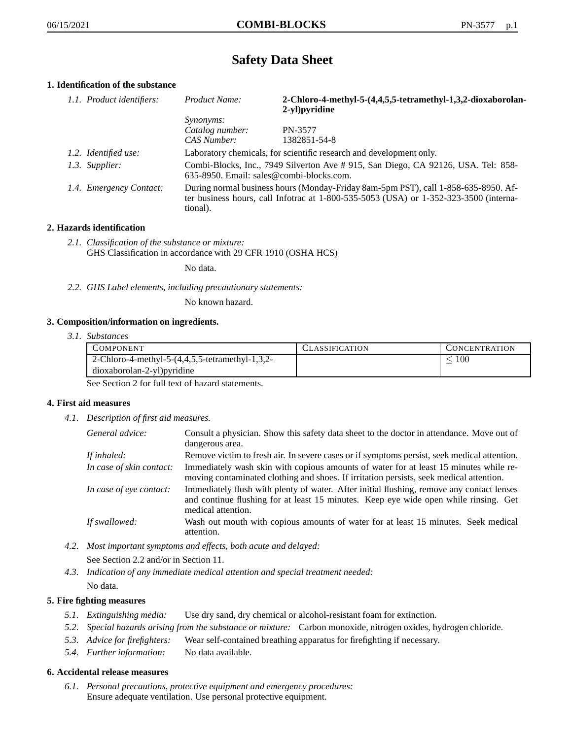# Safety Data Sheet

## 1. Identification of the substance

| | | |
|---|---|---|
| *1.1. Product identifiers:* | *Product Name:* | **2-Chloro-4-methyl-5-(4,4,5,5-tetramethyl-1,3,2-dioxaborolan-2-yl)pyridine** |
| | *Synonyms:* | |
| | *Catalog number:* | PN-3577 |
| | *CAS Number:* | 1382851-54-8 |
| *1.2. Identified use:* | Laboratory chemicals, for scientific research and development only. | |
| *1.3. Supplier:* | Combi-Blocks, Inc., 7949 Silverton Ave # 915, San Diego, CA 92126, USA. Tel: 858-635-8950. Email: sales@combi-blocks.com. | |
| *1.4. Emergency Contact:* | During normal business hours (Monday-Friday 8am-5pm PST), call 1-858-635-8950. After business hours, call Infotrac at 1-800-535-5053 (USA) or 1-352-323-3500 (international). | |

## 2. Hazards identification

*2.1. Classification of the substance or mixture:*
GHS Classification in accordance with 29 CFR 1910 (OSHA HCS)

No data.

*2.2. GHS Label elements, including precautionary statements:*

No known hazard.

## 3. Composition/information on ingredients.

*3.1. Substances*

| COMPONENT | CLASSIFICATION | CONCENTRATION |
|---|---|---|
| 2-Chloro-4-methyl-5-(4,4,5,5-tetramethyl-1,3,2-dioxaborolan-2-yl)pyridine | | $\leq 100$ |

See Section 2 for full text of hazard statements.

## 4. First aid measures

*4.1. Description of first aid measures.*

| | |
|---|---|
| *General advice:* | Consult a physician. Show this safety data sheet to the doctor in attendance. Move out of dangerous area. |
| *If inhaled:* | Remove victim to fresh air. In severe cases or if symptoms persist, seek medical attention. |
| *In case of skin contact:* | Immediately wash skin with copious amounts of water for at least 15 minutes while removing contaminated clothing and shoes. If irritation persists, seek medical attention. |
| *In case of eye contact:* | Immediately flush with plenty of water. After initial flushing, remove any contact lenses and continue flushing for at least 15 minutes. Keep eye wide open while rinsing. Get medical attention. |
| *If swallowed:* | Wash out mouth with copious amounts of water for at least 15 minutes. Seek medical attention. |

*4.2. Most important symptoms and effects, both acute and delayed:*

See Section 2.2 and/or in Section 11.

*4.3. Indication of any immediate medical attention and special treatment needed:*

No data.

## 5. Fire fighting measures

*5.1. Extinguishing media:* Use dry sand, dry chemical or alcohol-resistant foam for extinction.

*5.2. Special hazards arising from the substance or mixture:* Carbon monoxide, nitrogen oxides, hydrogen chloride.

*5.3. Advice for firefighters:* Wear self-contained breathing apparatus for firefighting if necessary.

*5.4. Further information:* No data available.

## 6. Accidental release measures

*6.1. Personal precautions, protective equipment and emergency procedures:*
Ensure adequate ventilation. Use personal protective equipment.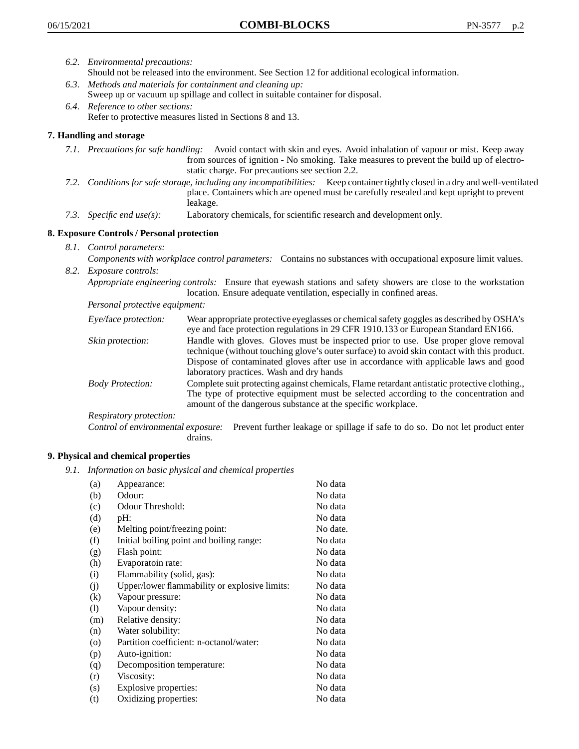*6.2. Environmental precautions:*
Should not be released into the environment. See Section 12 for additional ecological information.

*6.3. Methods and materials for containment and cleaning up:*
Sweep up or vacuum up spillage and collect in suitable container for disposal.

*6.4. Reference to other sections:*
Refer to protective measures listed in Sections 8 and 13.

## 7. Handling and storage

*7.1. Precautions for safe handling:* Avoid contact with skin and eyes. Avoid inhalation of vapour or mist. Keep away from sources of ignition - No smoking. Take measures to prevent the build up of electrostatic charge. For precautions see section 2.2.

*7.2. Conditions for safe storage, including any incompatibilities:* Keep container tightly closed in a dry and well-ventilated place. Containers which are opened must be carefully resealed and kept upright to prevent leakage.

*7.3. Specific end use(s):* Laboratory chemicals, for scientific research and development only.

## 8. Exposure Controls / Personal protection

*8.1. Control parameters:*
*Components with workplace control parameters:* Contains no substances with occupational exposure limit values.

*8.2. Exposure controls:*
*Appropriate engineering controls:* Ensure that eyewash stations and safety showers are close to the workstation location. Ensure adequate ventilation, especially in confined areas.

*Personal protective equipment:*

*Eye/face protection:* Wear appropriate protective eyeglasses or chemical safety goggles as described by OSHA's eye and face protection regulations in 29 CFR 1910.133 or European Standard EN166.

*Skin protection:* Handle with gloves. Gloves must be inspected prior to use. Use proper glove removal technique (without touching glove's outer surface) to avoid skin contact with this product. Dispose of contaminated gloves after use in accordance with applicable laws and good laboratory practices. Wash and dry hands

*Body Protection:* Complete suit protecting against chemicals, Flame retardant antistatic protective clothing., The type of protective equipment must be selected according to the concentration and amount of the dangerous substance at the specific workplace.

*Respiratory protection:*

*Control of environmental exposure:* Prevent further leakage or spillage if safe to do so. Do not let product enter drains.

## 9. Physical and chemical properties

*9.1. Information on basic physical and chemical properties*

| | | |
|---|---|---|
| (a) | Appearance: | No data |
| (b) | Odour: | No data |
| (c) | Odour Threshold: | No data |
| (d) | pH: | No data |
| (e) | Melting point/freezing point: | No date. |
| (f) | Initial boiling point and boiling range: | No data |
| (g) | Flash point: | No data |
| (h) | Evaporatoin rate: | No data |
| (i) | Flammability (solid, gas): | No data |
| (j) | Upper/lower flammability or explosive limits: | No data |
| (k) | Vapour pressure: | No data |
| (l) | Vapour density: | No data |
| (m) | Relative density: | No data |
| (n) | Water solubility: | No data |
| (o) | Partition coefficient: n-octanol/water: | No data |
| (p) | Auto-ignition: | No data |
| (q) | Decomposition temperature: | No data |
| (r) | Viscosity: | No data |
| (s) | Explosive properties: | No data |
| (t) | Oxidizing properties: | No data |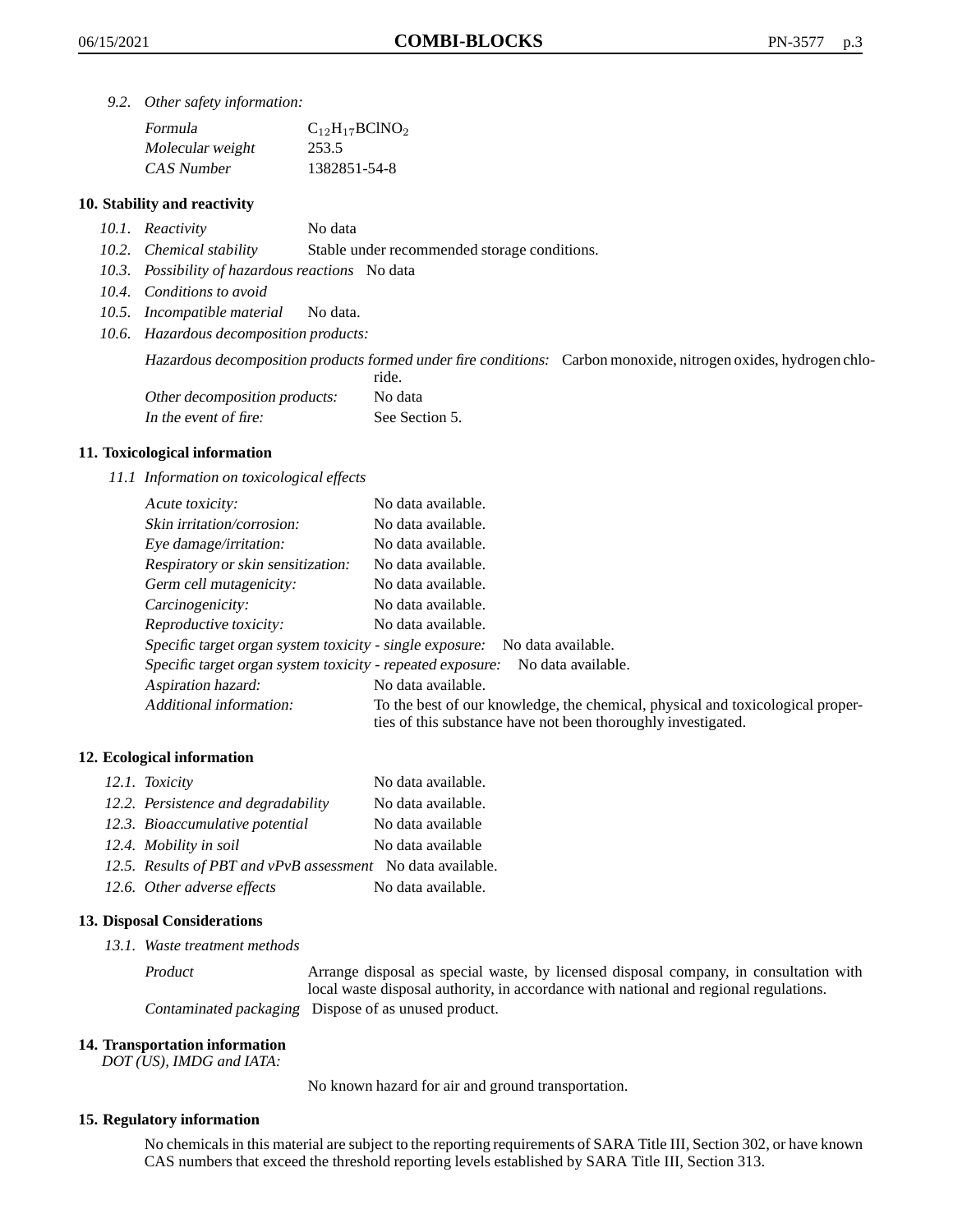*9.2. Other safety information:*

| | |
|---|---|
| *Formula* | $C_{12}H_{17}BClNO_2$ |
| *Molecular weight* | 253.5 |
| *CAS Number* | 1382851-54-8 |

## 10. Stability and reactivity

*10.1. Reactivity* No data

*10.2. Chemical stability* Stable under recommended storage conditions.

*10.3. Possibility of hazardous reactions* No data

*10.4. Conditions to avoid*

*10.5. Incompatible material* No data.

*10.6. Hazardous decomposition products:*

*Hazardous decomposition products formed under fire conditions:* Carbon monoxide, nitrogen oxides, hydrogen chloride.

*Other decomposition products:* No data

*In the event of fire:* See Section 5.

## 11. Toxicological information

*11.1 Information on toxicological effects*

| | |
|---|---|
| *Acute toxicity:* | No data available. |
| *Skin irritation/corrosion:* | No data available. |
| *Eye damage/irritation:* | No data available. |
| *Respiratory or skin sensitization:* | No data available. |
| *Germ cell mutagenicity:* | No data available. |
| *Carcinogenicity:* | No data available. |
| *Reproductive toxicity:* | No data available. |
| *Specific target organ system toxicity - single exposure:* | No data available. |
| *Specific target organ system toxicity - repeated exposure:* | No data available. |
| *Aspiration hazard:* | No data available. |
| *Additional information:* | To the best of our knowledge, the chemical, physical and toxicological properties of this substance have not been thoroughly investigated. |

## 12. Ecological information

| | |
|---|---|
| *12.1. Toxicity* | No data available. |
| *12.2. Persistence and degradability* | No data available. |
| *12.3. Bioaccumulative potential* | No data available |
| *12.4. Mobility in soil* | No data available |
| *12.5. Results of PBT and vPvB assessment* | No data available. |
| *12.6. Other adverse effects* | No data available. |

## 13. Disposal Considerations

*13.1. Waste treatment methods*

*Product* Arrange disposal as special waste, by licensed disposal company, in consultation with local waste disposal authority, in accordance with national and regional regulations.

*Contaminated packaging* Dispose of as unused product.

## 14. Transportation information

*DOT (US), IMDG and IATA:*

No known hazard for air and ground transportation.

## 15. Regulatory information

No chemicals in this material are subject to the reporting requirements of SARA Title III, Section 302, or have known CAS numbers that exceed the threshold reporting levels established by SARA Title III, Section 313.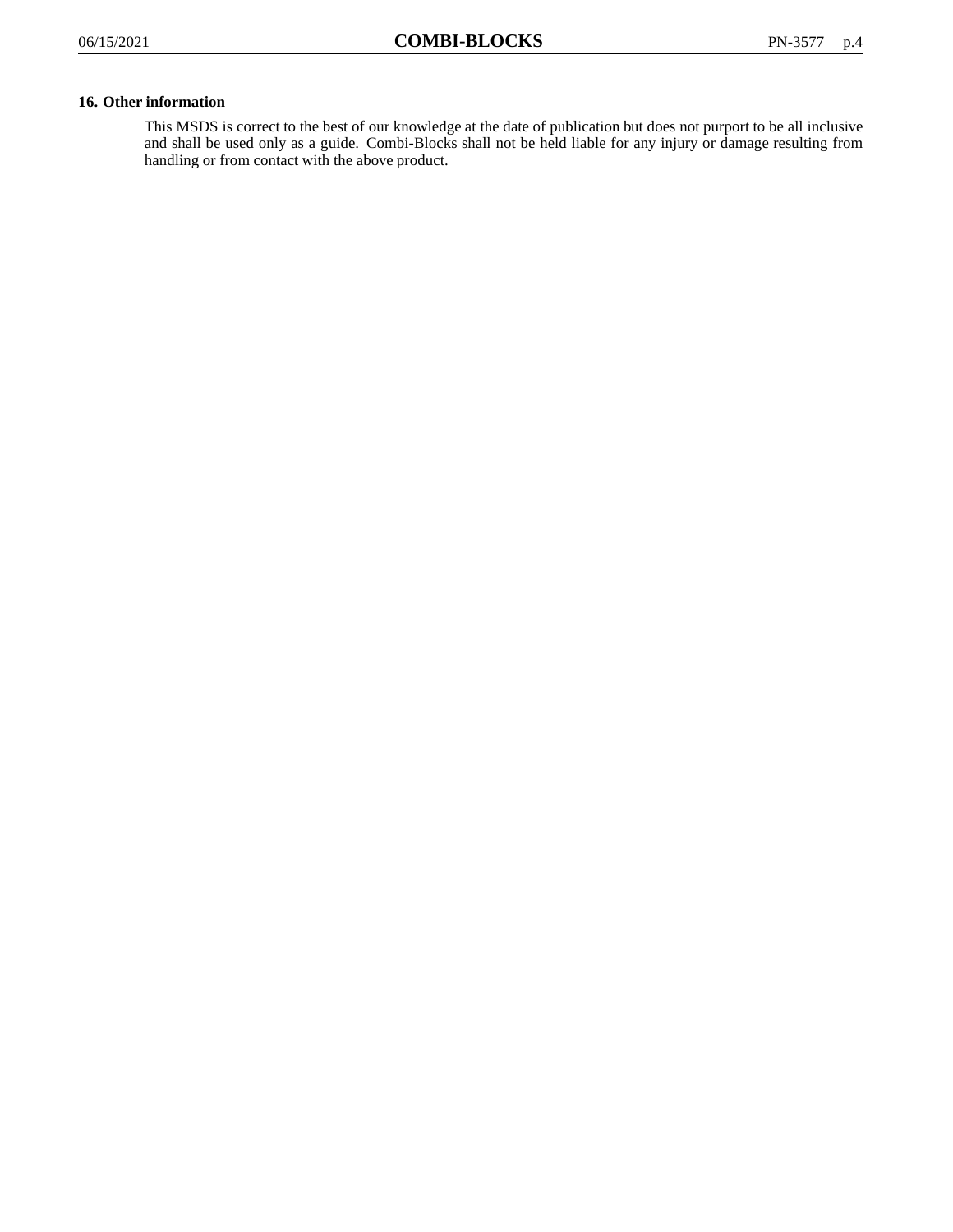## 16. Other information

This MSDS is correct to the best of our knowledge at the date of publication but does not purport to be all inclusive and shall be used only as a guide. Combi-Blocks shall not be held liable for any injury or damage resulting from handling or from contact with the above product.